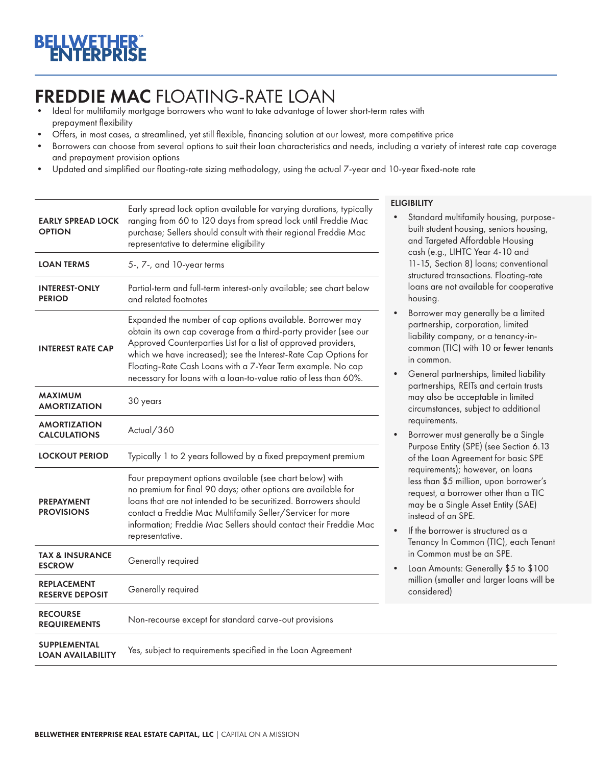# BELLWETHER ENTERPRISE

# FREDDIE MAC FLOATING-RATE LOAN

- Ideal for multifamily mortgage borrowers who want to take advantage of lower short-term rates with prepayment flexibility
- Offers, in most cases, a streamlined, yet still flexible, financing solution at our lowest, more competitive price
- Borrowers can choose from several options to suit their loan characteristics and needs, including a variety of interest rate cap coverage and prepayment provision options
- Updated and simplified our floating-rate sizing methodology, using the actual 7-year and 10-year fixed-note rate

| | |
|---|---|
| **EARLY SPREAD LOCK OPTION** | Early spread lock option available for varying durations, typically ranging from 60 to 120 days from spread lock until Freddie Mac purchase; Sellers should consult with their regional Freddie Mac representative to determine eligibility |
| **LOAN TERMS** | 5-, 7-, and 10-year terms |
| **INTEREST-ONLY PERIOD** | Partial-term and full-term interest-only available; see chart below and related footnotes |
| **INTEREST RATE CAP** | Expanded the number of cap options available. Borrower may obtain its own cap coverage from a third-party provider (see our Approved Counterparties List for a list of approved providers, which we have increased); see the Interest-Rate Cap Options for Floating-Rate Cash Loans with a 7-Year Term example. No cap necessary for loans with a loan-to-value ratio of less than 60%. |
| **MAXIMUM AMORTIZATION** | 30 years |
| **AMORTIZATION CALCULATIONS** | Actual/360 |
| **LOCKOUT PERIOD** | Typically 1 to 2 years followed by a fixed prepayment premium |
| **PREPAYMENT PROVISIONS** | Four prepayment options available (see chart below) with no premium for final 90 days; other options are available for loans that are not intended to be securitized. Borrowers should contact a Freddie Mac Multifamily Seller/Servicer for more information; Freddie Mac Sellers should contact their Freddie Mac representative. |
| **TAX & INSURANCE ESCROW** | Generally required |
| **REPLACEMENT RESERVE DEPOSIT** | Generally required |
| **RECOURSE REQUIREMENTS** | Non-recourse except for standard carve-out provisions |
| **SUPPLEMENTAL LOAN AVAILABILITY** | Yes, subject to requirements specified in the Loan Agreement |

### ELIGIBILITY

- Standard multifamily housing, purpose-built student housing, seniors housing, and Targeted Affordable Housing cash (e.g., LIHTC Year 4-10 and 11-15, Section 8) loans; conventional structured transactions. Floating-rate loans are not available for cooperative housing.
- Borrower may generally be a limited partnership, corporation, limited liability company, or a tenancy-in-common (TIC) with 10 or fewer tenants in common.
- General partnerships, limited liability partnerships, REITs and certain trusts may also be acceptable in limited circumstances, subject to additional requirements.
- Borrower must generally be a Single Purpose Entity (SPE) (see Section 6.13 of the Loan Agreement for basic SPE requirements); however, on loans less than $5 million, upon borrower's request, a borrower other than a TIC may be a Single Asset Entity (SAE) instead of an SPE.
- If the borrower is structured as a Tenancy In Common (TIC), each Tenant in Common must be an SPE.
- Loan Amounts: Generally $5 to $100 million (smaller and larger loans will be considered)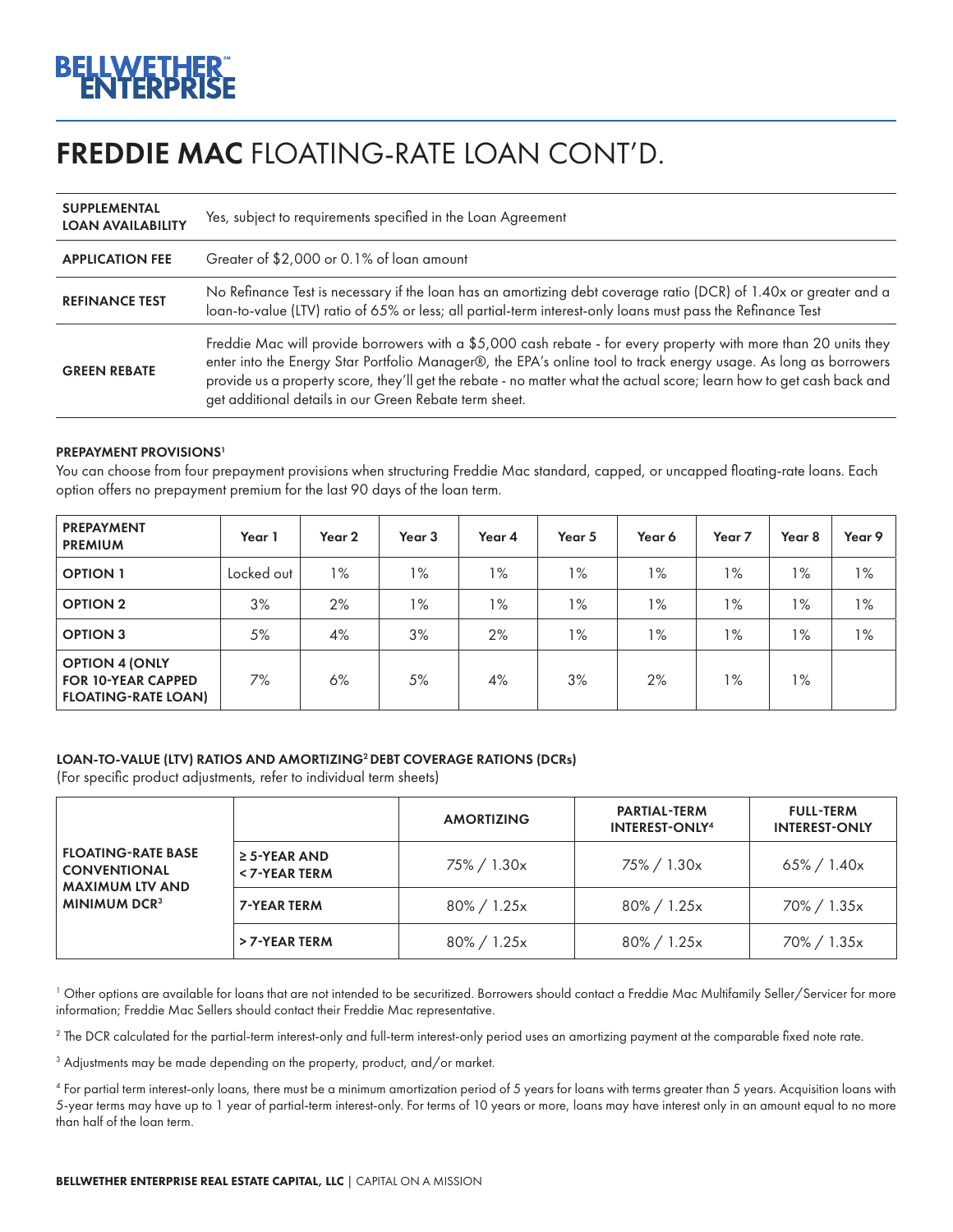# **FREDDIE MAC** FLOATING-RATE LOAN CONT'D.

| | |
|---|---|
| **SUPPLEMENTAL LOAN AVAILABILITY** | Yes, subject to requirements specified in the Loan Agreement |
| **APPLICATION FEE** | Greater of $2,000 or 0.1% of loan amount |
| **REFINANCE TEST** | No Refinance Test is necessary if the loan has an amortizing debt coverage ratio (DCR) of 1.40x or greater and a loan-to-value (LTV) ratio of 65% or less; all partial-term interest-only loans must pass the Refinance Test |
| **GREEN REBATE** | Freddie Mac will provide borrowers with a $5,000 cash rebate - for every property with more than 20 units they enter into the Energy Star Portfolio Manager®, the EPA's online tool to track energy usage. As long as borrowers provide us a property score, they'll get the rebate - no matter what the actual score; learn how to get cash back and get additional details in our Green Rebate term sheet. |

**PREPAYMENT PROVISIONS**[1]

You can choose from four prepayment provisions when structuring Freddie Mac standard, capped, or uncapped floating-rate loans. Each option offers no prepayment premium for the last 90 days of the loan term.

| PREPAYMENT PREMIUM | Year 1 | Year 2 | Year 3 | Year 4 | Year 5 | Year 6 | Year 7 | Year 8 | Year 9 |
|---|---|---|---|---|---|---|---|---|---|
| **OPTION 1** | Locked out | 1% | 1% | 1% | 1% | 1% | 1% | 1% | 1% |
| **OPTION 2** | 3% | 2% | 1% | 1% | 1% | 1% | 1% | 1% | 1% |
| **OPTION 3** | 5% | 4% | 3% | 2% | 1% | 1% | 1% | 1% | 1% |
| **OPTION 4 (ONLY FOR 10-YEAR CAPPED FLOATING-RATE LOAN)** | 7% | 6% | 5% | 4% | 3% | 2% | 1% | 1% | |

**LOAN-TO-VALUE (LTV) RATIOS AND AMORTIZING**[2] **DEBT COVERAGE RATIONS (DCRs)**

(For specific product adjustments, refer to individual term sheets)

| | | AMORTIZING | PARTIAL-TERM INTEREST-ONLY[4] | FULL-TERM INTEREST-ONLY |
|---|---|---|---|---|
| **FLOATING-RATE BASE CONVENTIONAL MAXIMUM LTV AND MINIMUM DCR**[3] | **≥ 5-YEAR AND < 7-YEAR TERM** | 75% / 1.30x | 75% / 1.30x | 65% / 1.40x |
| | **7-YEAR TERM** | 80% / 1.25x | 80% / 1.25x | 70% / 1.35x |
| | **> 7-YEAR TERM** | 80% / 1.25x | 80% / 1.25x | 70% / 1.35x |

[1] Other options are available for loans that are not intended to be securitized. Borrowers should contact a Freddie Mac Multifamily Seller/Servicer for more information; Freddie Mac Sellers should contact their Freddie Mac representative.

[2] The DCR calculated for the partial-term interest-only and full-term interest-only period uses an amortizing payment at the comparable fixed note rate.

[3] Adjustments may be made depending on the property, product, and/or market.

[4] For partial term interest-only loans, there must be a minimum amortization period of 5 years for loans with terms greater than 5 years. Acquisition loans with 5-year terms may have up to 1 year of partial-term interest-only. For terms of 10 years or more, loans may have interest only in an amount equal to no more than half of the loan term.